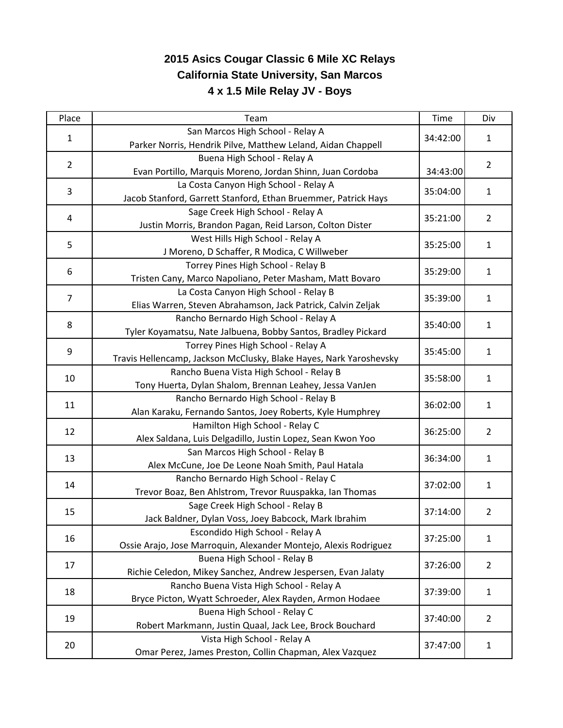# 2015 Asics Cougar Classic 6 Mile XC Relays

## California State University, San Marcos

### 4 x 1.5 Mile Relay JV - Boys

| Place | Team | Time | Div |
|---|---|---|---|
| 1 | San Marcos High School - Relay A<br>Parker Norris, Hendrik Pilve, Matthew Leland, Aidan Chappell | 34:42:00 | 1 |
| 2 | Buena High School - Relay A<br>Evan Portillo, Marquis Moreno, Jordan Shinn, Juan Cordoba | 34:43:00 | 2 |
| 3 | La Costa Canyon High School - Relay A<br>Jacob Stanford, Garrett Stanford, Ethan Bruemmer, Patrick Hays | 35:04:00 | 1 |
| 4 | Sage Creek High School - Relay A<br>Justin Morris, Brandon Pagan, Reid Larson, Colton Dister | 35:21:00 | 2 |
| 5 | West Hills High School - Relay A<br>J Moreno, D Schaffer, R Modica, C Willweber | 35:25:00 | 1 |
| 6 | Torrey Pines High School - Relay B<br>Tristen Cany, Marco Napoliano, Peter Masham, Matt Bovaro | 35:29:00 | 1 |
| 7 | La Costa Canyon High School - Relay B<br>Elias Warren, Steven Abrahamson, Jack Patrick, Calvin Zeljak | 35:39:00 | 1 |
| 8 | Rancho Bernardo High School - Relay A<br>Tyler Koyamatsu, Nate Jalbuena, Bobby Santos, Bradley Pickard | 35:40:00 | 1 |
| 9 | Torrey Pines High School - Relay A<br>Travis Hellencamp, Jackson McClusky, Blake Hayes, Nark Yaroshevsky | 35:45:00 | 1 |
| 10 | Rancho Buena Vista High School - Relay B<br>Tony Huerta, Dylan Shalom, Brennan Leahey, Jessa VanJen | 35:58:00 | 1 |
| 11 | Rancho Bernardo High School - Relay B<br>Alan Karaku, Fernando Santos, Joey Roberts, Kyle Humphrey | 36:02:00 | 1 |
| 12 | Hamilton High School - Relay C<br>Alex Saldana, Luis Delgadillo, Justin Lopez, Sean Kwon Yoo | 36:25:00 | 2 |
| 13 | San Marcos High School - Relay B<br>Alex McCune, Joe De Leone Noah Smith, Paul Hatala | 36:34:00 | 1 |
| 14 | Rancho Bernardo High School - Relay C<br>Trevor Boaz, Ben Ahlstrom, Trevor Ruuspakka, Ian Thomas | 37:02:00 | 1 |
| 15 | Sage Creek High School - Relay B<br>Jack Baldner, Dylan Voss, Joey Babcock, Mark Ibrahim | 37:14:00 | 2 |
| 16 | Escondido High School - Relay A<br>Ossie Arajo, Jose Marroquin, Alexander Montejo, Alexis Rodriguez | 37:25:00 | 1 |
| 17 | Buena High School - Relay B<br>Richie Celedon, Mikey Sanchez, Andrew Jespersen, Evan Jalaty | 37:26:00 | 2 |
| 18 | Rancho Buena Vista High School - Relay A<br>Bryce Picton, Wyatt Schroeder, Alex Rayden, Armon Hodaee | 37:39:00 | 1 |
| 19 | Buena High School - Relay C<br>Robert Markmann, Justin Quaal, Jack Lee, Brock Bouchard | 37:40:00 | 2 |
| 20 | Vista High School - Relay A<br>Omar Perez, James Preston, Collin Chapman, Alex Vazquez | 37:47:00 | 1 |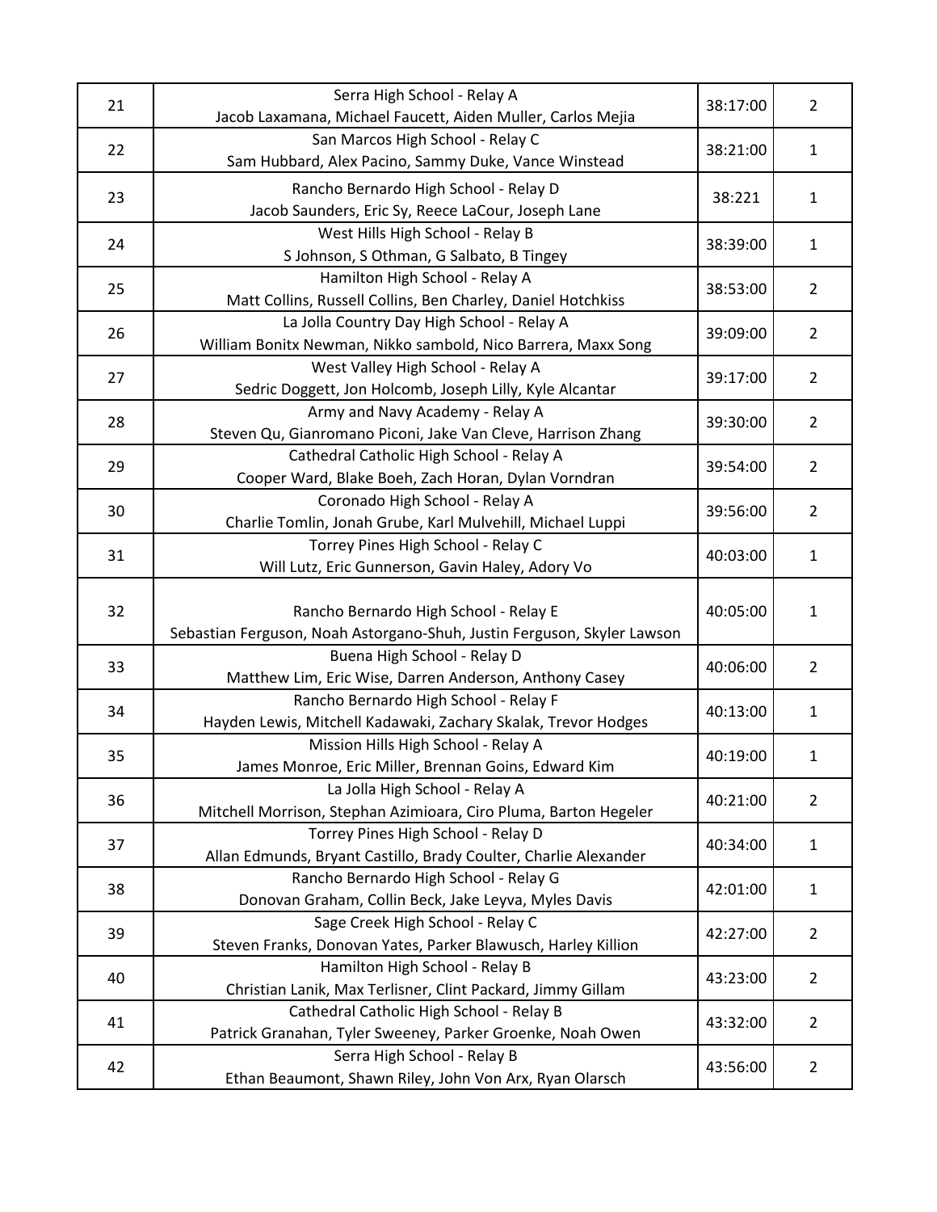| | | | |
|---|---|---|---|
| 21 | Serra High School - Relay A<br>Jacob Laxamana, Michael Faucett, Aiden Muller, Carlos Mejia | 38:17:00 | 2 |
| 22 | San Marcos High School - Relay C<br>Sam Hubbard, Alex Pacino, Sammy Duke, Vance Winstead | 38:21:00 | 1 |
| 23 | Rancho Bernardo High School - Relay D<br>Jacob Saunders, Eric Sy, Reece LaCour, Joseph Lane | 38:221 | 1 |
| 24 | West Hills High School - Relay B<br>S Johnson, S Othman, G Salbato, B Tingey | 38:39:00 | 1 |
| 25 | Hamilton High School - Relay A<br>Matt Collins, Russell Collins, Ben Charley, Daniel Hotchkiss | 38:53:00 | 2 |
| 26 | La Jolla Country Day High School - Relay A<br>William Bonitx Newman, Nikko sambold, Nico Barrera, Maxx Song | 39:09:00 | 2 |
| 27 | West Valley High School - Relay A<br>Sedric Doggett, Jon Holcomb, Joseph Lilly, Kyle Alcantar | 39:17:00 | 2 |
| 28 | Army and Navy Academy - Relay A<br>Steven Qu, Gianromano Piconi, Jake Van Cleve, Harrison Zhang | 39:30:00 | 2 |
| 29 | Cathedral Catholic High School - Relay A<br>Cooper Ward, Blake Boeh, Zach Horan, Dylan Vorndran | 39:54:00 | 2 |
| 30 | Coronado High School - Relay A<br>Charlie Tomlin, Jonah Grube, Karl Mulvehill, Michael Luppi | 39:56:00 | 2 |
| 31 | Torrey Pines High School - Relay C<br>Will Lutz, Eric Gunnerson, Gavin Haley, Adory Vo | 40:03:00 | 1 |
| 32 | Rancho Bernardo High School - Relay E<br>Sebastian Ferguson, Noah Astorgano-Shuh, Justin Ferguson, Skyler Lawson | 40:05:00 | 1 |
| 33 | Buena High School - Relay D<br>Matthew Lim, Eric Wise, Darren Anderson, Anthony Casey | 40:06:00 | 2 |
| 34 | Rancho Bernardo High School - Relay F<br>Hayden Lewis, Mitchell Kadawaki, Zachary Skalak, Trevor Hodges | 40:13:00 | 1 |
| 35 | Mission Hills High School - Relay A<br>James Monroe, Eric Miller, Brennan Goins, Edward Kim | 40:19:00 | 1 |
| 36 | La Jolla High School - Relay A<br>Mitchell Morrison, Stephan Azimioara, Ciro Pluma, Barton Hegeler | 40:21:00 | 2 |
| 37 | Torrey Pines High School - Relay D<br>Allan Edmunds, Bryant Castillo, Brady Coulter, Charlie Alexander | 40:34:00 | 1 |
| 38 | Rancho Bernardo High School - Relay G<br>Donovan Graham, Collin Beck, Jake Leyva, Myles Davis | 42:01:00 | 1 |
| 39 | Sage Creek High School - Relay C<br>Steven Franks, Donovan Yates, Parker Blawusch, Harley Killion | 42:27:00 | 2 |
| 40 | Hamilton High School - Relay B<br>Christian Lanik, Max Terlisner, Clint Packard, Jimmy Gillam | 43:23:00 | 2 |
| 41 | Cathedral Catholic High School - Relay B<br>Patrick Granahan, Tyler Sweeney, Parker Groenke, Noah Owen | 43:32:00 | 2 |
| 42 | Serra High School - Relay B<br>Ethan Beaumont, Shawn Riley, John Von Arx, Ryan Olarsch | 43:56:00 | 2 |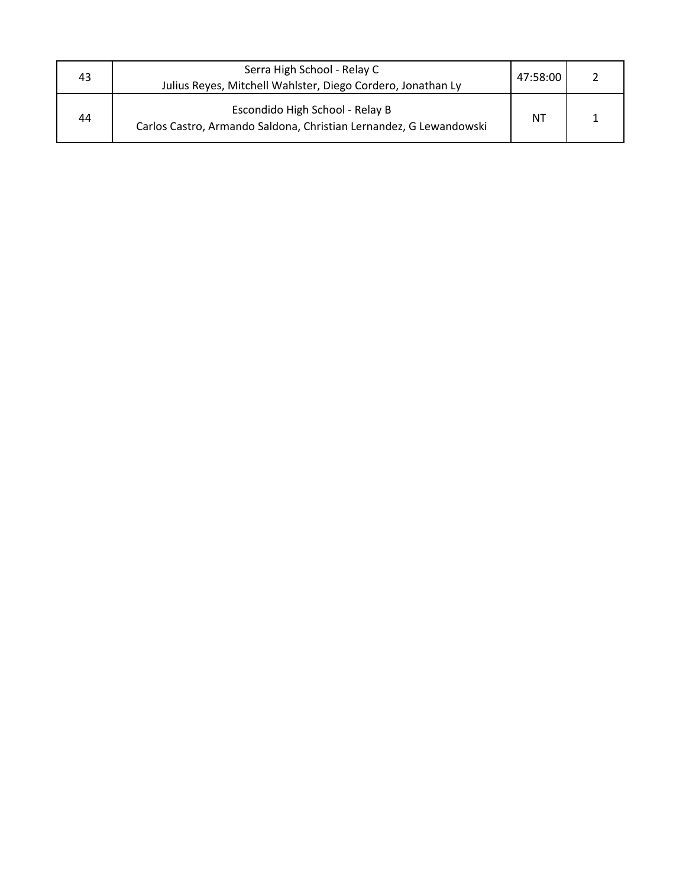| | | | |
|---|---|---|---|
| 43 | Serra High School - Relay C<br>Julius Reyes, Mitchell Wahlster, Diego Cordero, Jonathan Ly | 47:58:00 | 2 |
| 44 | Escondido High School - Relay B<br>Carlos Castro, Armando Saldona, Christian Lernandez, G Lewandowski | NT | 1 |